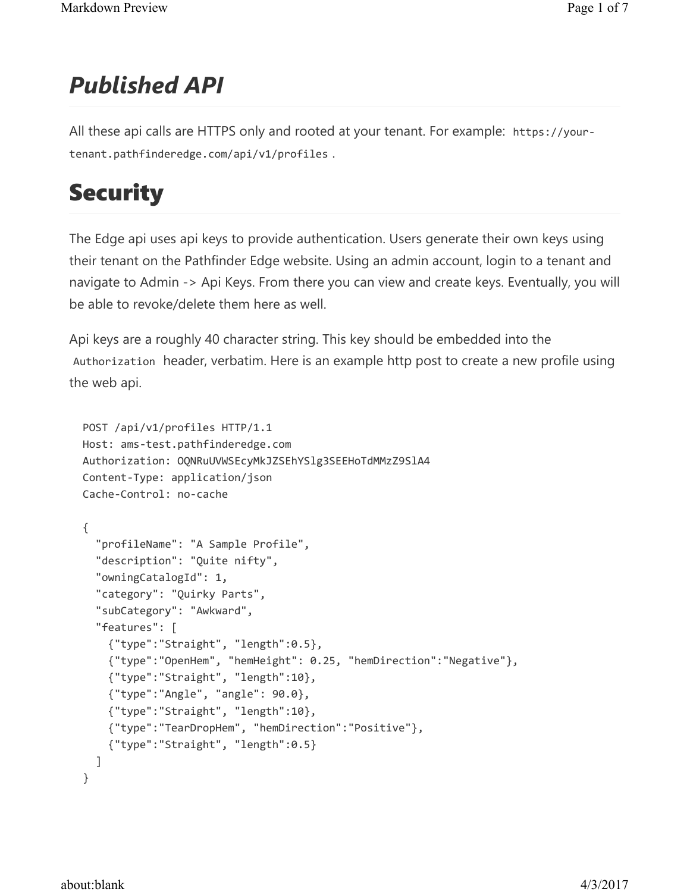# *Published API*

All these api calls are HTTPS only and rooted at your tenant. For example: `https://your-tenant.pathfinderedge.com/api/v1/profiles` .

# Security

The Edge api uses api keys to provide authentication. Users generate their own keys using their tenant on the Pathfinder Edge website. Using an admin account, login to a tenant and navigate to Admin -> Api Keys. From there you can view and create keys. Eventually, you will be able to revoke/delete them here as well.

Api keys are a roughly 40 character string. This key should be embedded into the `Authorization` header, verbatim. Here is an example http post to create a new profile using the web api.

```
POST /api/v1/profiles HTTP/1.1
Host: ams-test.pathfinderedge.com
Authorization: OQNRuUVWSEcyMkJZSEhYSlg3SEEHoTdMMzZ9SlA4
Content-Type: application/json
Cache-Control: no-cache

{
  "profileName": "A Sample Profile",
  "description": "Quite nifty",
  "owningCatalogId": 1,
  "category": "Quirky Parts",
  "subCategory": "Awkward",
  "features": [
    {"type":"Straight", "length":0.5},
    {"type":"OpenHem", "hemHeight": 0.25, "hemDirection":"Negative"},
    {"type":"Straight", "length":10},
    {"type":"Angle", "angle": 90.0},
    {"type":"Straight", "length":10},
    {"type":"TearDropHem", "hemDirection":"Positive"},
    {"type":"Straight", "length":0.5}
  ]
}
```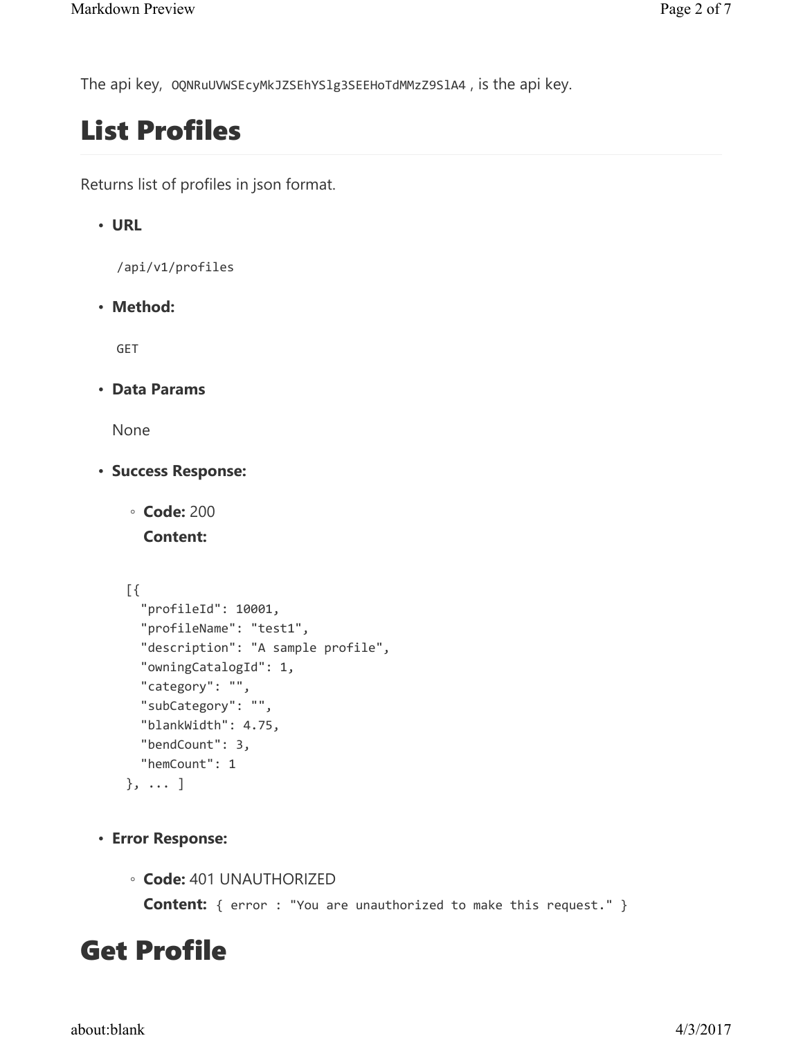The api key, `OQNRuUVWSEcyMkJZSEhYSlg3SEEHoTdMMzZ9SlA4` , is the api key.

# List Profiles

Returns list of profiles in json format.

- **URL**

  `/api/v1/profiles`

- **Method:**

  `GET`

- **Data Params**

  None

- **Success Response:**

  - **Code:** 200
    **Content:**

```
[{
  "profileId": 10001,
  "profileName": "test1",
  "description": "A sample profile",
  "owningCatalogId": 1,
  "category": "",
  "subCategory": "",
  "blankWidth": 4.75,
  "bendCount": 3,
  "hemCount": 1
}, ... ]
```

- **Error Response:**

  - **Code:** 401 UNAUTHORIZED
    **Content:** `{ error : "You are unauthorized to make this request." }`

# Get Profile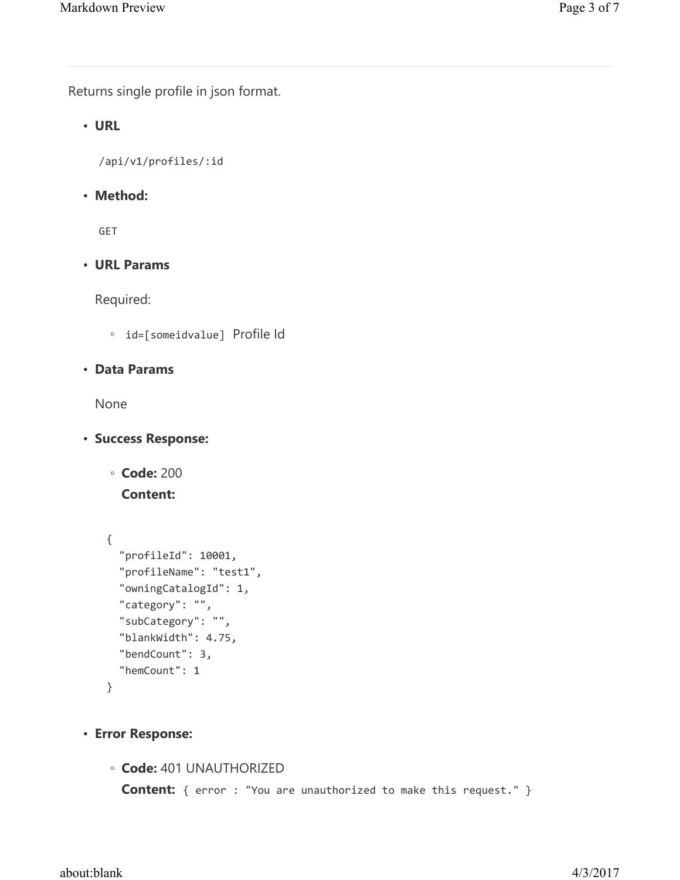---

Returns single profile in json format.

- **URL**

  `/api/v1/profiles/:id`

- **Method:**

  `GET`

- **URL Params**

  Required:

  - `id=[someidvalue]` Profile Id

- **Data Params**

  None

- **Success Response:**

  - **Code:** 200
    **Content:**

  ```
  {
    "profileId": 10001,
    "profileName": "test1",
    "owningCatalogId": 1,
    "category": "",
    "subCategory": "",
    "blankWidth": 4.75,
    "bendCount": 3,
    "hemCount": 1
  }
  ```

- **Error Response:**

  - **Code:** 401 UNAUTHORIZED
    **Content:** `{ error : "You are unauthorized to make this request." }`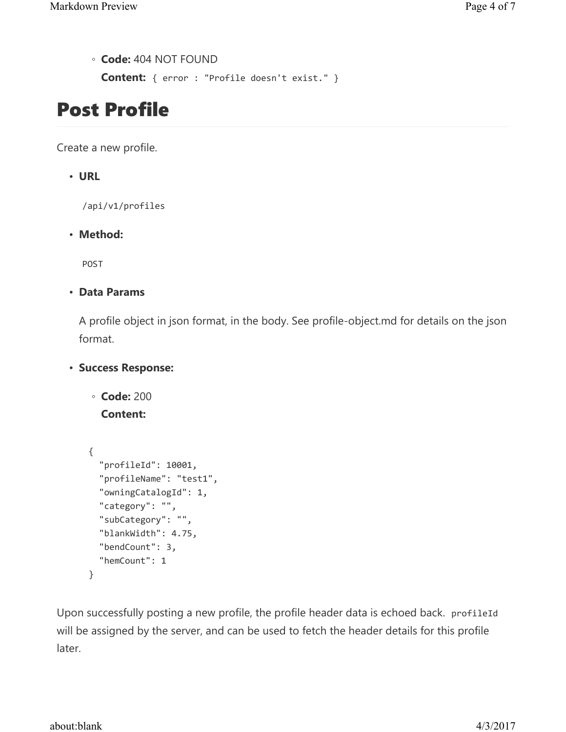- **Code:** 404 NOT FOUND
  **Content:** `{ error : "Profile doesn't exist." }`

# Post Profile

Create a new profile.

- **URL**

  `/api/v1/profiles`

- **Method:**

  `POST`

- **Data Params**

  A profile object in json format, in the body. See profile-object.md for details on the json format.

- **Success Response:**

  - **Code:** 200
    **Content:**

```
{
  "profileId": 10001,
  "profileName": "test1",
  "owningCatalogId": 1,
  "category": "",
  "subCategory": "",
  "blankWidth": 4.75,
  "bendCount": 3,
  "hemCount": 1
}
```

Upon successfully posting a new profile, the profile header data is echoed back. `profileId` will be assigned by the server, and can be used to fetch the header details for this profile later.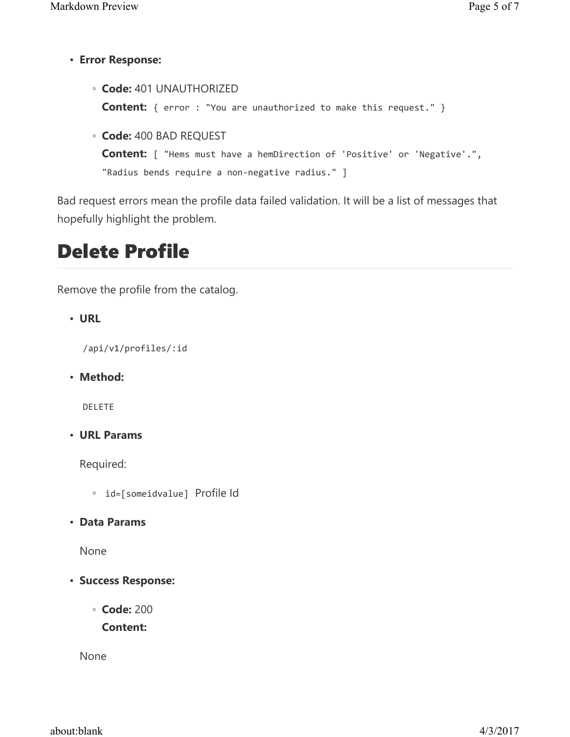* **Error Response:**

    * **Code:** 401 UNAUTHORIZED
      **Content:** `{ error : "You are unauthorized to make this request." }`

    * **Code:** 400 BAD REQUEST
      **Content:** `[ "Hems must have a hemDirection of 'Positive' or 'Negative'.", "Radius bends require a non-negative radius." ]`

Bad request errors mean the profile data failed validation. It will be a list of messages that hopefully highlight the problem.

# Delete Profile

Remove the profile from the catalog.

* **URL**

  `/api/v1/profiles/:id`

* **Method:**

  `DELETE`

* **URL Params**

  Required:

    * `id=[someidvalue]` Profile Id

* **Data Params**

  None

* **Success Response:**

    * **Code:** 200
      **Content:**

  None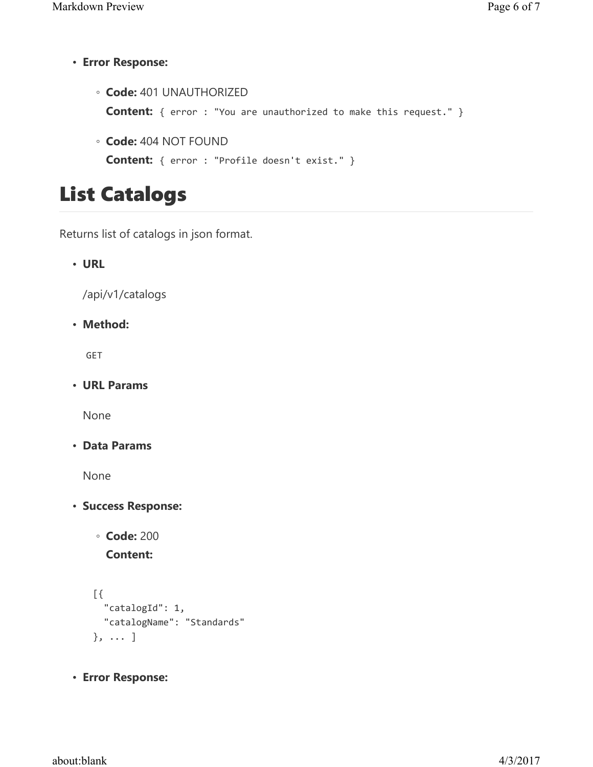- **Error Response:**

  - **Code:** 401 UNAUTHORIZED
    **Content:** `{ error : "You are unauthorized to make this request." }`

  - **Code:** 404 NOT FOUND
    **Content:** `{ error : "Profile doesn't exist." }`

# List Catalogs

Returns list of catalogs in json format.

- **URL**

  /api/v1/catalogs

- **Method:**

  `GET`

- **URL Params**

  None

- **Data Params**

  None

- **Success Response:**

  - **Code:** 200
    **Content:**

  ```
  [{
    "catalogId": 1,
    "catalogName": "Standards"
  }, ... ]
  ```

- **Error Response:**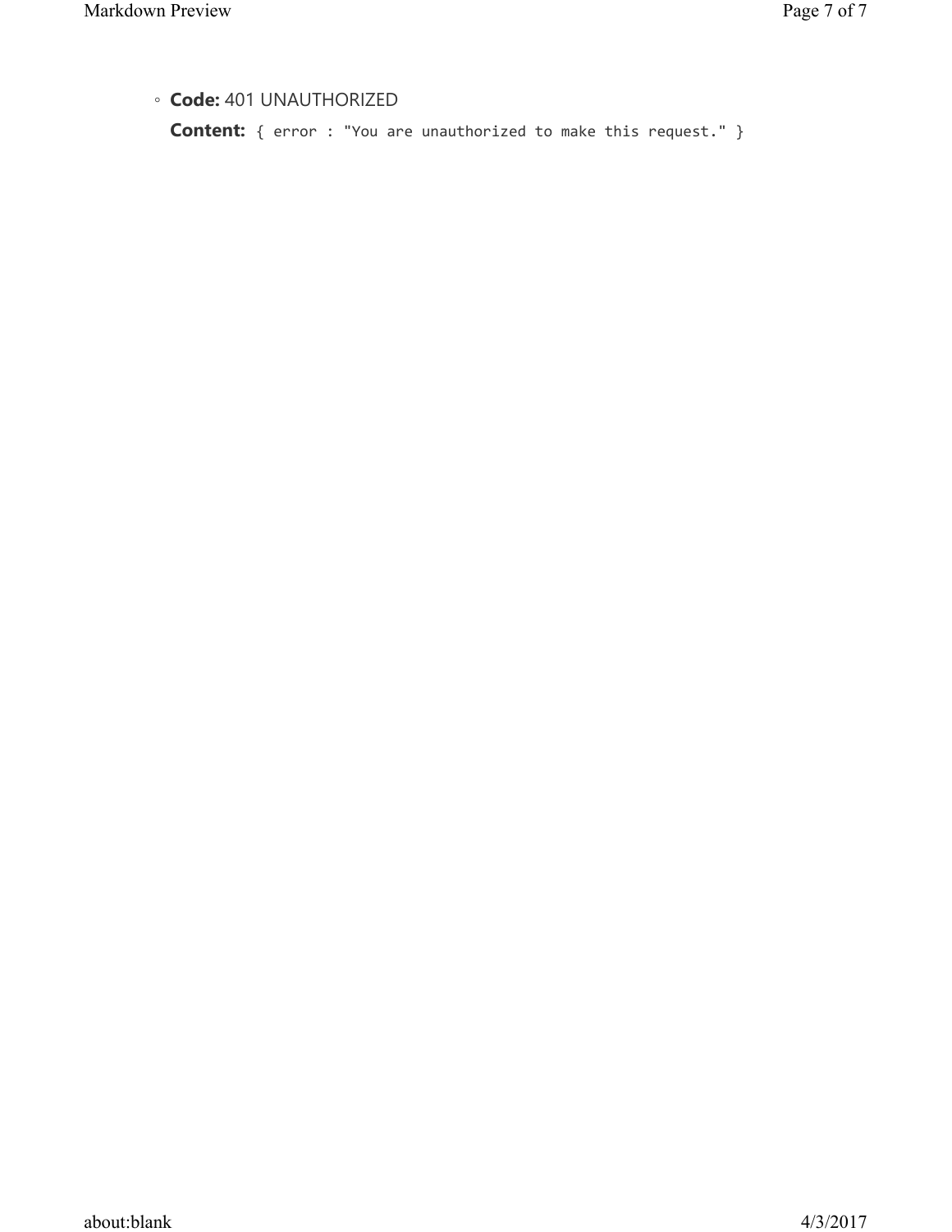- **Code:** 401 UNAUTHORIZED
  **Content:** `{ error : "You are unauthorized to make this request." }`